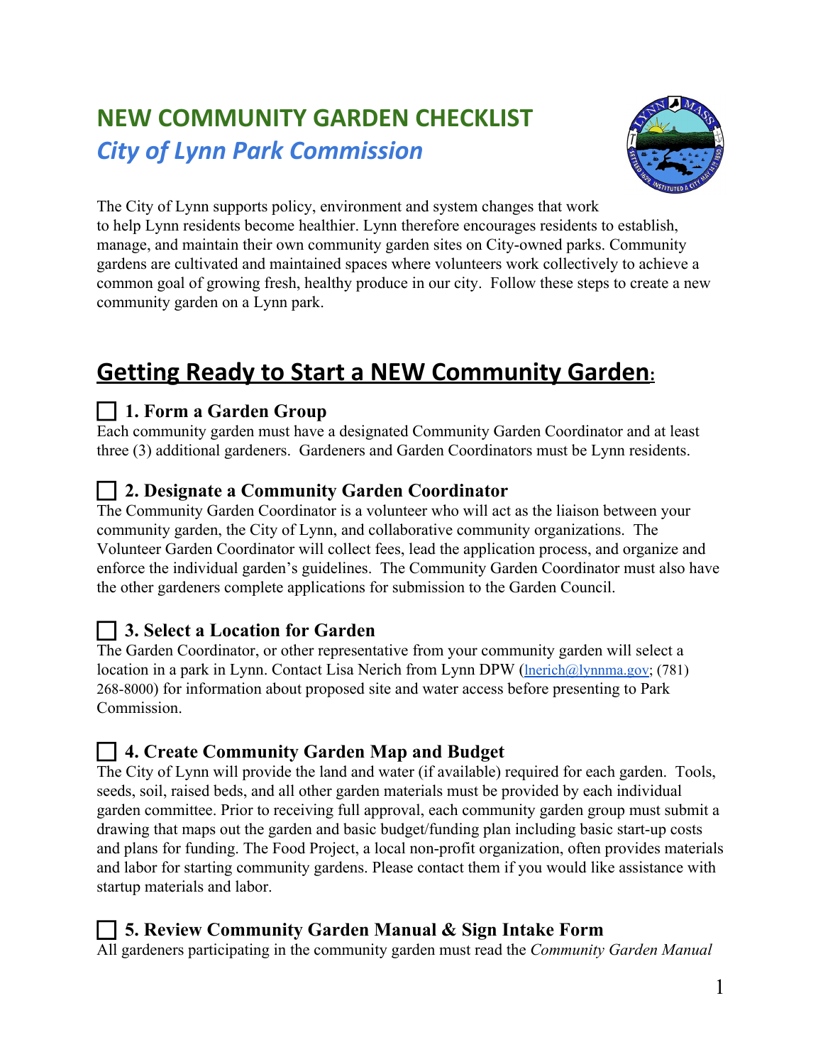# NEW COMMUNITY GARDEN CHECKLIST

## *City of Lynn Park Commission*

The City of Lynn supports policy, environment and system changes that work to help Lynn residents become healthier. Lynn therefore encourages residents to establish, manage, and maintain their own community garden sites on City-owned parks. Community gardens are cultivated and maintained spaces where volunteers work collectively to achieve a common goal of growing fresh, healthy produce in our city. Follow these steps to create a new community garden on a Lynn park.

## Getting Ready to Start a NEW Community Garden:

### ☐ 1. Form a Garden Group

Each community garden must have a designated Community Garden Coordinator and at least three (3) additional gardeners. Gardeners and Garden Coordinators must be Lynn residents.

### ☐ 2. Designate a Community Garden Coordinator

The Community Garden Coordinator is a volunteer who will act as the liaison between your community garden, the City of Lynn, and collaborative community organizations. The Volunteer Garden Coordinator will collect fees, lead the application process, and organize and enforce the individual garden's guidelines. The Community Garden Coordinator must also have the other gardeners complete applications for submission to the Garden Council.

### ☐ 3. Select a Location for Garden

The Garden Coordinator, or other representative from your community garden will select a location in a park in Lynn. Contact Lisa Nerich from Lynn DPW (lnerich@lynnma.gov; (781) 268-8000) for information about proposed site and water access before presenting to Park Commission.

### ☐ 4. Create Community Garden Map and Budget

The City of Lynn will provide the land and water (if available) required for each garden. Tools, seeds, soil, raised beds, and all other garden materials must be provided by each individual garden committee. Prior to receiving full approval, each community garden group must submit a drawing that maps out the garden and basic budget/funding plan including basic start-up costs and plans for funding. The Food Project, a local non-profit organization, often provides materials and labor for starting community gardens. Please contact them if you would like assistance with startup materials and labor.

### ☐ 5. Review Community Garden Manual & Sign Intake Form

All gardeners participating in the community garden must read the *Community Garden Manual*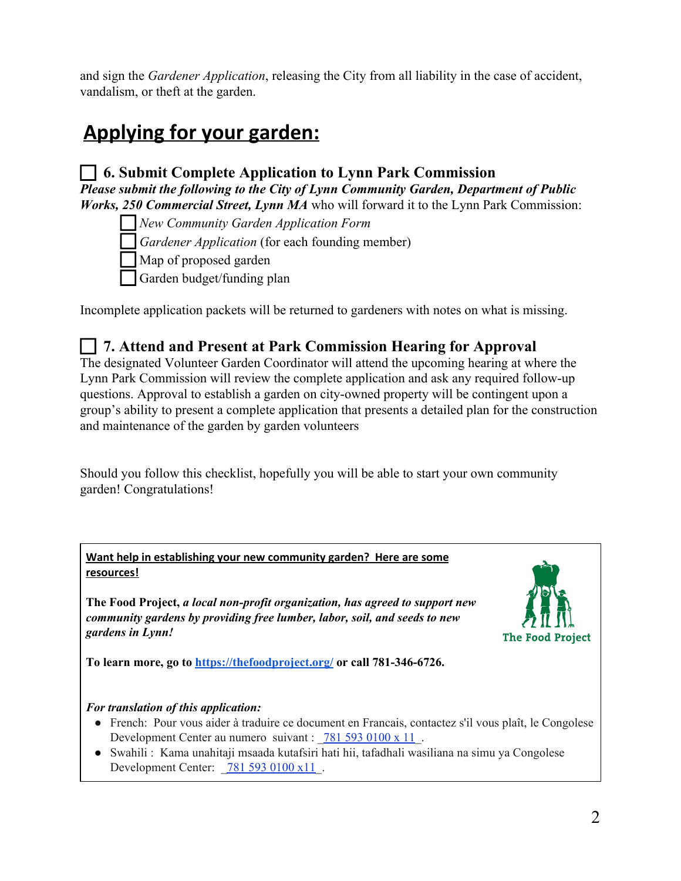and sign the *Gardener Application*, releasing the City from all liability in the case of accident, vandalism, or theft at the garden.

## Applying for your garden:

### ☐ 6. Submit Complete Application to Lynn Park Commission

***Please submit the following to the City of Lynn Community Garden, Department of Public Works, 250 Commercial Street, Lynn MA*** who will forward it to the Lynn Park Commission:

- ☐ *New Community Garden Application Form*
- ☐ *Gardener Application* (for each founding member)
- ☐ Map of proposed garden
- ☐ Garden budget/funding plan

Incomplete application packets will be returned to gardeners with notes on what is missing.

### ☐ 7. Attend and Present at Park Commission Hearing for Approval

The designated Volunteer Garden Coordinator will attend the upcoming hearing at where the Lynn Park Commission will review the complete application and ask any required follow-up questions. Approval to establish a garden on city-owned property will be contingent upon a group's ability to present a complete application that presents a detailed plan for the construction and maintenance of the garden by garden volunteers

Should you follow this checklist, hopefully you will be able to start your own community garden! Congratulations!

---

**Want help in establishing your new community garden? Here are some resources!**

**The Food Project,** ***a local non-profit organization, has agreed to support new community gardens by providing free lumber, labor, soil, and seeds to new gardens in Lynn!***

The Food Project

**To learn more, go to [https://thefoodproject.org/](https://thefoodproject.org/) or call 781-346-6726.**

***For translation of this application:***

- French: Pour vous aider à traduire ce document en Francais, contactez s'il vous plaît, le Congolese Development Center au numero suivant : _781 593 0100 x 11_.
- Swahili : Kama unahitaji msaada kutafsiri hati hii, tafadhali wasiliana na simu ya Congolese Development Center: _781 593 0100 x11_.